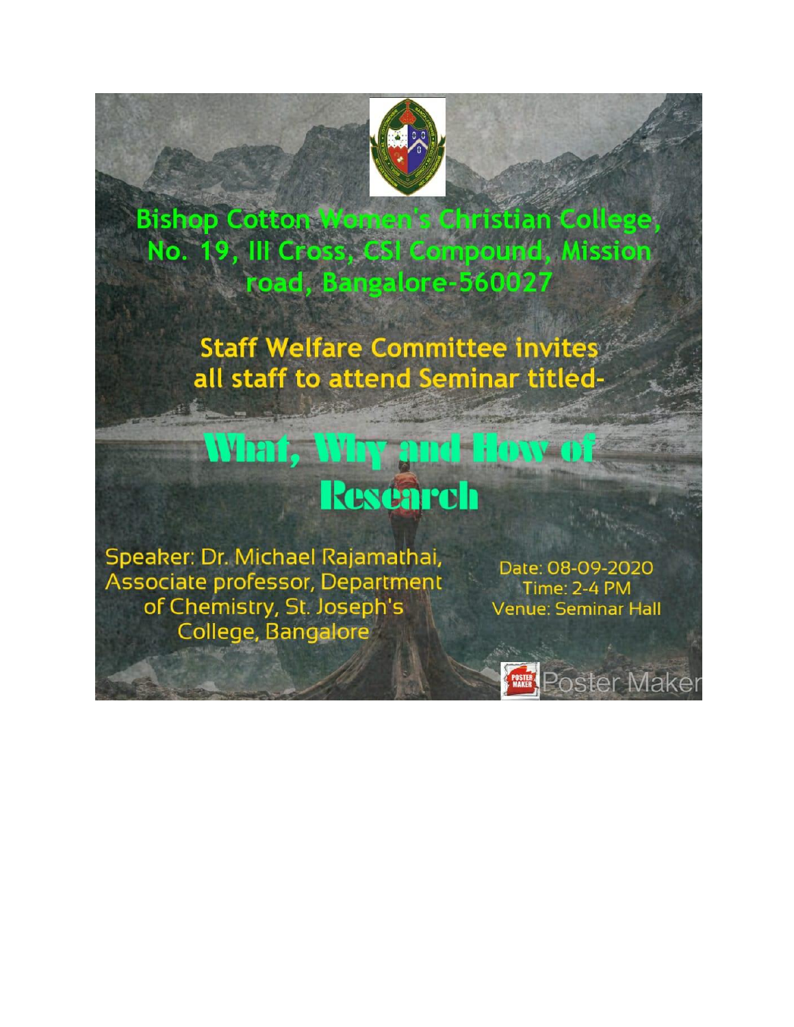Bishop Cotton Women's Christian College,
No. 19, III Cross, CSI Compound, Mission road, Bangalore-560027

Staff Welfare Committee invites all staff to attend Seminar titled-

# What, Why and How of Research

Speaker: Dr. Michael Rajamathai, Associate professor, Department of Chemistry, St. Joseph's College, Bangalore

Date: 08-09-2020
Time: 2-4 PM
Venue: Seminar Hall

Poster Maker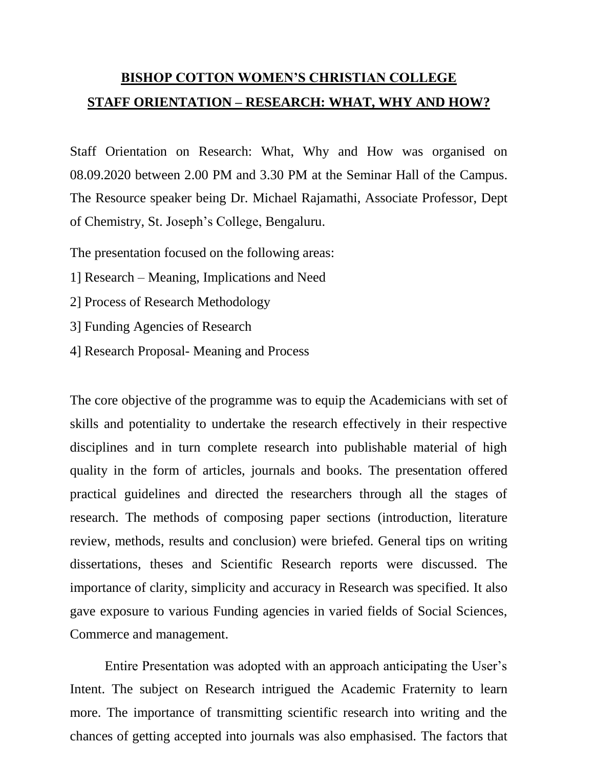# BISHOP COTTON WOMEN'S CHRISTIAN COLLEGE

## STAFF ORIENTATION – RESEARCH: WHAT, WHY AND HOW?

Staff Orientation on Research: What, Why and How was organised on 08.09.2020 between 2.00 PM and 3.30 PM at the Seminar Hall of the Campus. The Resource speaker being Dr. Michael Rajamathi, Associate Professor, Dept of Chemistry, St. Joseph's College, Bengaluru.

The presentation focused on the following areas:

1] Research – Meaning, Implications and Need

2] Process of Research Methodology

3] Funding Agencies of Research

4] Research Proposal- Meaning and Process

The core objective of the programme was to equip the Academicians with set of skills and potentiality to undertake the research effectively in their respective disciplines and in turn complete research into publishable material of high quality in the form of articles, journals and books. The presentation offered practical guidelines and directed the researchers through all the stages of research. The methods of composing paper sections (introduction, literature review, methods, results and conclusion) were briefed. General tips on writing dissertations, theses and Scientific Research reports were discussed. The importance of clarity, simplicity and accuracy in Research was specified. It also gave exposure to various Funding agencies in varied fields of Social Sciences, Commerce and management.

Entire Presentation was adopted with an approach anticipating the User's Intent. The subject on Research intrigued the Academic Fraternity to learn more. The importance of transmitting scientific research into writing and the chances of getting accepted into journals was also emphasised. The factors that